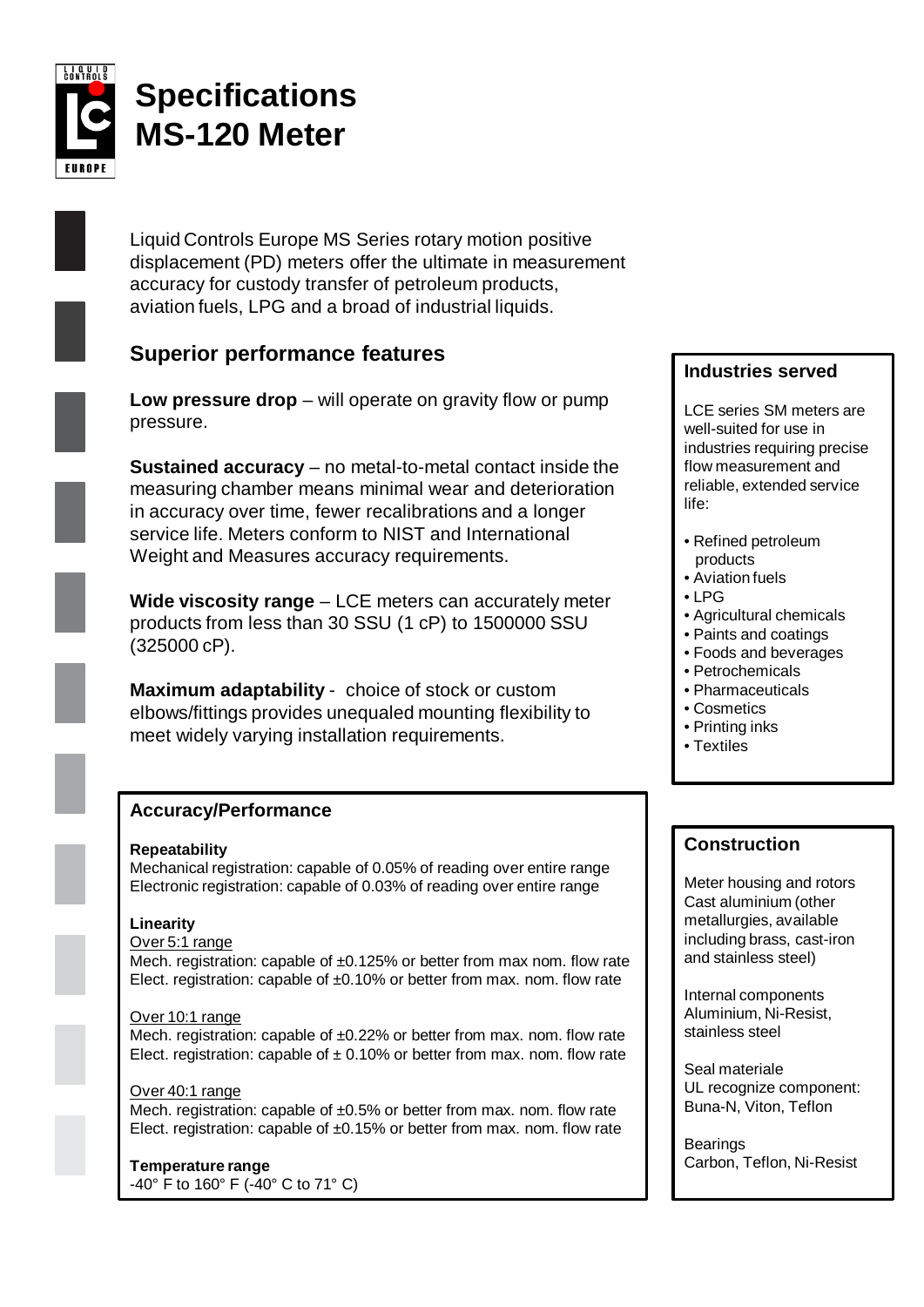# Specifications
# MS-120 Meter

Liquid Controls Europe MS Series rotary motion positive displacement (PD) meters offer the ultimate in measurement accuracy for custody transfer of petroleum products, aviation fuels, LPG and a broad of industrial liquids.

## Superior performance features

**Low pressure drop** – will operate on gravity flow or pump pressure.

**Sustained accuracy** – no metal-to-metal contact inside the measuring chamber means minimal wear and deterioration in accuracy over time, fewer recalibrations and a longer service life. Meters conform to NIST and International Weight and Measures accuracy requirements.

**Wide viscosity range** – LCE meters can accurately meter products from less than 30 SSU (1 cP) to 1500000 SSU (325000 cP).

**Maximum adaptability** - choice of stock or custom elbows/fittings provides unequaled mounting flexibility to meet widely varying installation requirements.

### Accuracy/Performance

**Repeatability**
Mechanical registration: capable of 0.05% of reading over entire range
Electronic registration: capable of 0.03% of reading over entire range

**Linearity**

Over 5:1 range
Mech. registration: capable of ±0.125% or better from max nom. flow rate
Elect. registration: capable of ±0.10% or better from max. nom. flow rate

Over 10:1 range
Mech. registration: capable of ±0.22% or better from max. nom. flow rate
Elect. registration: capable of ± 0.10% or better from max. nom. flow rate

Over 40:1 range
Mech. registration: capable of ±0.5% or better from max. nom. flow rate
Elect. registration: capable of ±0.15% or better from max. nom. flow rate

**Temperature range**
-40° F to 160° F (-40° C to 71° C)

### Industries served

LCE series SM meters are well-suited for use in industries requiring precise flow measurement and reliable, extended service life:

- Refined petroleum products
- Aviation fuels
- LPG
- Agricultural chemicals
- Paints and coatings
- Foods and beverages
- Petrochemicals
- Pharmaceuticals
- Cosmetics
- Printing inks
- Textiles

### Construction

Meter housing and rotors
Cast aluminium (other metallurgies, available including brass, cast-iron and stainless steel)

Internal components
Aluminium, Ni-Resist, stainless steel

Seal materiale
UL recognize component: Buna-N, Viton, Teflon

Bearings
Carbon, Teflon, Ni-Resist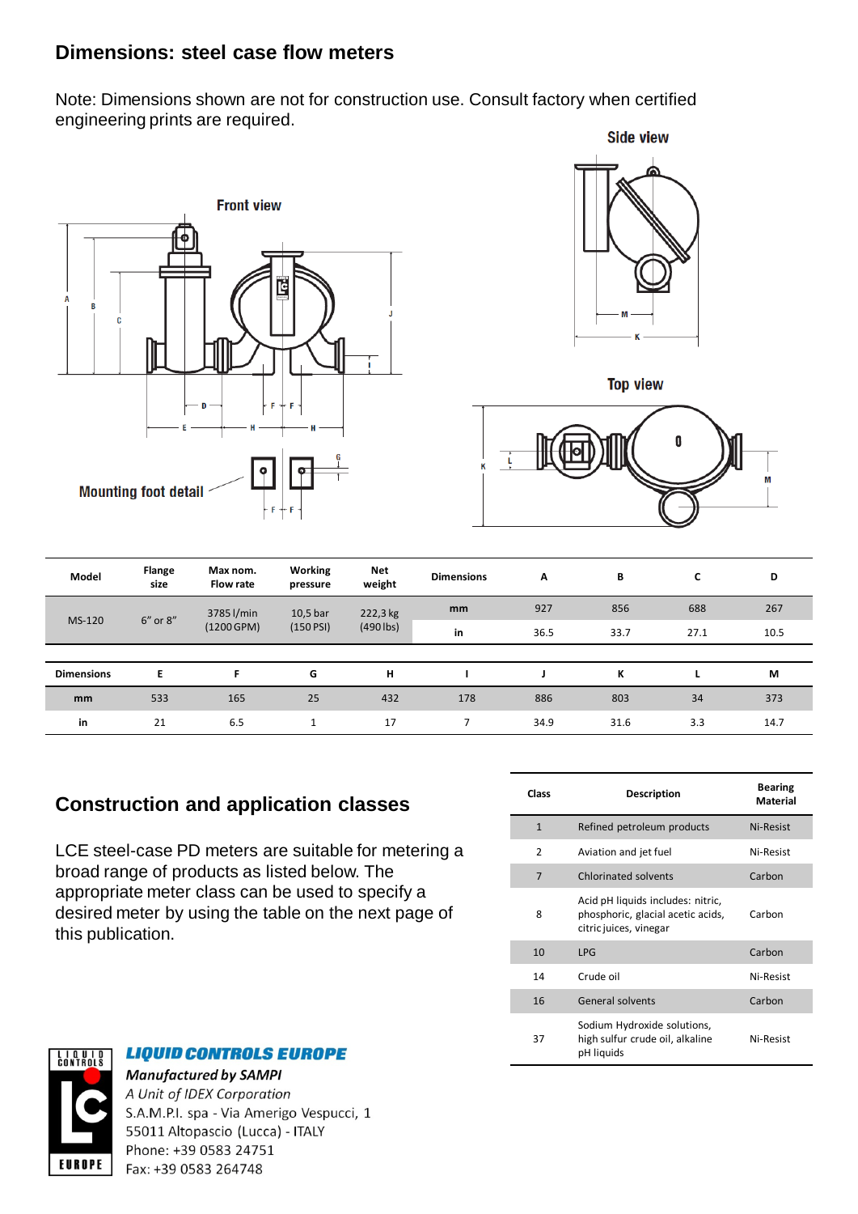## Dimensions: steel case flow meters

Note: Dimensions shown are not for construction use. Consult factory when certified engineering prints are required.

Side view

Front view

Top view

Mounting foot detail

| Model | Flange size | Max nom. Flow rate | Working pressure | Net weight | Dimensions | A | B | C | D |
|---|---|---|---|---|---|---|---|---|---|
| MS-120 | 6" or 8" | 3785 l/min (1200 GPM) | 10,5 bar (150 PSI) | 222,3 kg (490 lbs) | mm | 927 | 856 | 688 | 267 |
| | | | | | in | 36.5 | 33.7 | 27.1 | 10.5 |

| Dimensions | E | F | G | H | I | J | K | L | M |
|---|---|---|---|---|---|---|---|---|---|
| mm | 533 | 165 | 25 | 432 | 178 | 886 | 803 | 34 | 373 |
| in | 21 | 6.5 | 1 | 17 | 7 | 34.9 | 31.6 | 3.3 | 14.7 |

## Construction and application classes

LCE steel-case PD meters are suitable for metering a broad range of products as listed below. The appropriate meter class can be used to specify a desired meter by using the table on the next page of this publication.

| Class | Description | Bearing Material |
|---|---|---|
| 1 | Refined petroleum products | Ni-Resist |
| 2 | Aviation and jet fuel | Ni-Resist |
| 7 | Chlorinated solvents | Carbon |
| 8 | Acid pH liquids includes: nitric, phosphoric, glacial acetic acids, citric juices, vinegar | Carbon |
| 10 | LPG | Carbon |
| 14 | Crude oil | Ni-Resist |
| 16 | General solvents | Carbon |
| 37 | Sodium Hydroxide solutions, high sulfur crude oil, alkaline pH liquids | Ni-Resist |

**LIQUID CONTROLS EUROPE**

*Manufactured by SAMPI*

*A Unit of IDEX Corporation*

S.A.M.P.I. spa - Via Amerigo Vespucci, 1

55011 Altopascio (Lucca) - ITALY

Phone: +39 0583 24751

Fax: +39 0583 264748